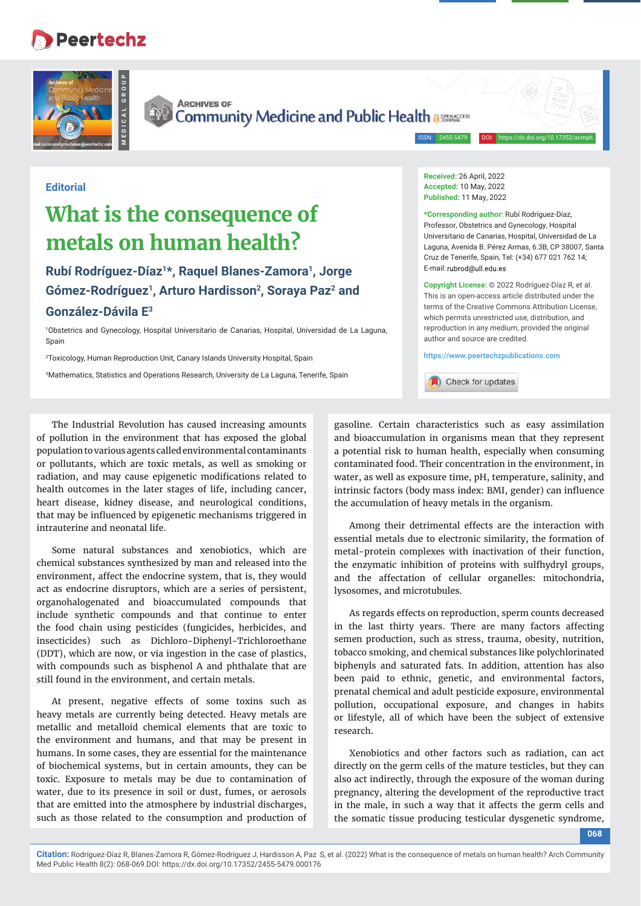Editorial

# What is the consequence of metals on human health?

**Rubí Rodríguez-Díaz[1]*, Raquel Blanes-Zamora[1], Jorge Gómez-Rodríguez[1], Arturo Hardisson[2], Soraya Paz[2] and González-Dávila E[3]**

[1]Obstetrics and Gynecology, Hospital Universitario de Canarias, Hospital, Universidad de La Laguna, Spain

[2]Toxicology, Human Reproduction Unit, Canary Islands University Hospital, Spain

[3]Mathematics, Statistics and Operations Research, University de La Laguna, Tenerife, Spain

**Received:** 26 April, 2022
**Accepted:** 10 May, 2022
**Published:** 11 May, 2022

***Corresponding author:** Rubí Rodríguez-Díaz, Professor, Obstetrics and Gynecology, Hospital Universitario de Canarias, Hospital, Universidad de La Laguna, Avenida B. Pérez Armas, 6.3B, CP 38007, Santa Cruz de Tenerife, Spain, Tel: (+34) 677 021 762 14; E-mail: rubrod@ull.edu.es

**Copyright License:** © 2022 Rodríguez-Díaz R, et al. This is an open-access article distributed under the terms of the Creative Commons Attribution License, which permits unrestricted use, distribution, and reproduction in any medium, provided the original author and source are credited.

https://www.peertechzpublications.com

The Industrial Revolution has caused increasing amounts of pollution in the environment that has exposed the global population to various agents called environmental contaminants or pollutants, which are toxic metals, as well as smoking or radiation, and may cause epigenetic modifications related to health outcomes in the later stages of life, including cancer, heart disease, kidney disease, and neurological conditions, that may be influenced by epigenetic mechanisms triggered in intrauterine and neonatal life.

Some natural substances and xenobiotics, which are chemical substances synthesized by man and released into the environment, affect the endocrine system, that is, they would act as endocrine disruptors, which are a series of persistent, organohalogenated and bioaccumulated compounds that include synthetic compounds and that continue to enter the food chain using pesticides (fungicides, herbicides, and insecticides) such as Dichloro-Diphenyl-Trichloroethane (DDT), which are now, or via ingestion in the case of plastics, with compounds such as bisphenol A and phthalate that are still found in the environment, and certain metals.

At present, negative effects of some toxins such as heavy metals are currently being detected. Heavy metals are metallic and metalloid chemical elements that are toxic to the environment and humans, and that may be present in humans. In some cases, they are essential for the maintenance of biochemical systems, but in certain amounts, they can be toxic. Exposure to metals may be due to contamination of water, due to its presence in soil or dust, fumes, or aerosols that are emitted into the atmosphere by industrial discharges, such as those related to the consumption and production of gasoline. Certain characteristics such as easy assimilation and bioaccumulation in organisms mean that they represent a potential risk to human health, especially when consuming contaminated food. Their concentration in the environment, in water, as well as exposure time, pH, temperature, salinity, and intrinsic factors (body mass index: BMI, gender) can influence the accumulation of heavy metals in the organism.

Among their detrimental effects are the interaction with essential metals due to electronic similarity, the formation of metal-protein complexes with inactivation of their function, the enzymatic inhibition of proteins with sulfhydryl groups, and the affectation of cellular organelles: mitochondria, lysosomes, and microtubules.

As regards effects on reproduction, sperm counts decreased in the last thirty years. There are many factors affecting semen production, such as stress, trauma, obesity, nutrition, tobacco smoking, and chemical substances like polychlorinated biphenyls and saturated fats. In addition, attention has also been paid to ethnic, genetic, and environmental factors, prenatal chemical and adult pesticide exposure, environmental pollution, occupational exposure, and changes in habits or lifestyle, all of which have been the subject of extensive research.

Xenobiotics and other factors such as radiation, can act directly on the germ cells of the mature testicles, but they can also act indirectly, through the exposure of the woman during pregnancy, altering the development of the reproductive tract in the male, in such a way that it affects the germ cells and the somatic tissue producing testicular dysgenetic syndrome,

**Citation:** Rodríguez-Díaz R, Blanes-Zamora R, Gómez-Rodríguez J, Hardisson A, Paz S, et al. (2022) What is the consequence of metals on human health? Arch Community Med Public Health 8(2): 068-069.DOI: https://dx.doi.org/10.17352/2455-5479.000176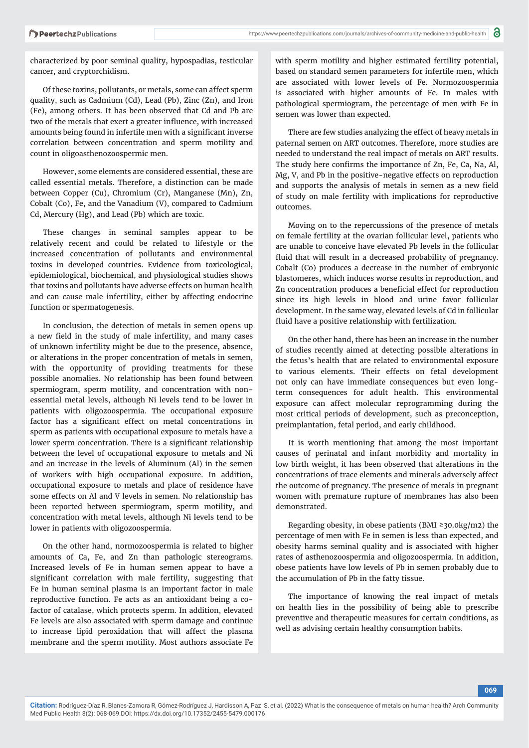characterized by poor seminal quality, hypospadias, testicular cancer, and cryptorchidism.

Of these toxins, pollutants, or metals, some can affect sperm quality, such as Cadmium (Cd), Lead (Pb), Zinc (Zn), and Iron (Fe), among others. It has been observed that Cd and Pb are two of the metals that exert a greater influence, with increased amounts being found in infertile men with a significant inverse correlation between concentration and sperm motility and count in oligoasthenozoospermic men.

However, some elements are considered essential, these are called essential metals. Therefore, a distinction can be made between Copper (Cu), Chromium (Cr), Manganese (Mn), Zn, Cobalt (Co), Fe, and the Vanadium (V), compared to Cadmium Cd, Mercury (Hg), and Lead (Pb) which are toxic.

These changes in seminal samples appear to be relatively recent and could be related to lifestyle or the increased concentration of pollutants and environmental toxins in developed countries. Evidence from toxicological, epidemiological, biochemical, and physiological studies shows that toxins and pollutants have adverse effects on human health and can cause male infertility, either by affecting endocrine function or spermatogenesis.

In conclusion, the detection of metals in semen opens up a new field in the study of male infertility, and many cases of unknown infertility might be due to the presence, absence, or alterations in the proper concentration of metals in semen, with the opportunity of providing treatments for these possible anomalies. No relationship has been found between spermiogram, sperm motility, and concentration with non-essential metal levels, although Ni levels tend to be lower in patients with oligozoospermia. The occupational exposure factor has a significant effect on metal concentrations in sperm as patients with occupational exposure to metals have a lower sperm concentration. There is a significant relationship between the level of occupational exposure to metals and Ni and an increase in the levels of Aluminum (Al) in the semen of workers with high occupational exposure. In addition, occupational exposure to metals and place of residence have some effects on Al and V levels in semen. No relationship has been reported between spermiogram, sperm motility, and concentration with metal levels, although Ni levels tend to be lower in patients with oligozoospermia.

On the other hand, normozoospermia is related to higher amounts of Ca, Fe, and Zn than pathologic stereograms. Increased levels of Fe in human semen appear to have a significant correlation with male fertility, suggesting that Fe in human seminal plasma is an important factor in male reproductive function. Fe acts as an antioxidant being a co-factor of catalase, which protects sperm. In addition, elevated Fe levels are also associated with sperm damage and continue to increase lipid peroxidation that will affect the plasma membrane and the sperm motility. Most authors associate Fe with sperm motility and higher estimated fertility potential, based on standard semen parameters for infertile men, which are associated with lower levels of Fe. Normozoospermia is associated with higher amounts of Fe. In males with pathological spermiogram, the percentage of men with Fe in semen was lower than expected.

There are few studies analyzing the effect of heavy metals in paternal semen on ART outcomes. Therefore, more studies are needed to understand the real impact of metals on ART results. The study here confirms the importance of Zn, Fe, Ca, Na, Al, Mg, V, and Pb in the positive-negative effects on reproduction and supports the analysis of metals in semen as a new field of study on male fertility with implications for reproductive outcomes.

Moving on to the repercussions of the presence of metals on female fertility at the ovarian follicular level, patients who are unable to conceive have elevated Pb levels in the follicular fluid that will result in a decreased probability of pregnancy. Cobalt (Co) produces a decrease in the number of embryonic blastomeres, which induces worse results in reproduction, and Zn concentration produces a beneficial effect for reproduction since its high levels in blood and urine favor follicular development. In the same way, elevated levels of Cd in follicular fluid have a positive relationship with fertilization.

On the other hand, there has been an increase in the number of studies recently aimed at detecting possible alterations in the fetus's health that are related to environmental exposure to various elements. Their effects on fetal development not only can have immediate consequences but even long-term consequences for adult health. This environmental exposure can affect molecular reprogramming during the most critical periods of development, such as preconception, preimplantation, fetal period, and early childhood.

It is worth mentioning that among the most important causes of perinatal and infant morbidity and mortality in low birth weight, it has been observed that alterations in the concentrations of trace elements and minerals adversely affect the outcome of pregnancy. The presence of metals in pregnant women with premature rupture of membranes has also been demonstrated.

Regarding obesity, in obese patients (BMI ≥30.0kg/m2) the percentage of men with Fe in semen is less than expected, and obesity harms seminal quality and is associated with higher rates of asthenozoospermia and oligozoospermia. In addition, obese patients have low levels of Pb in semen probably due to the accumulation of Pb in the fatty tissue.

The importance of knowing the real impact of metals on health lies in the possibility of being able to prescribe preventive and therapeutic measures for certain conditions, as well as advising certain healthy consumption habits.